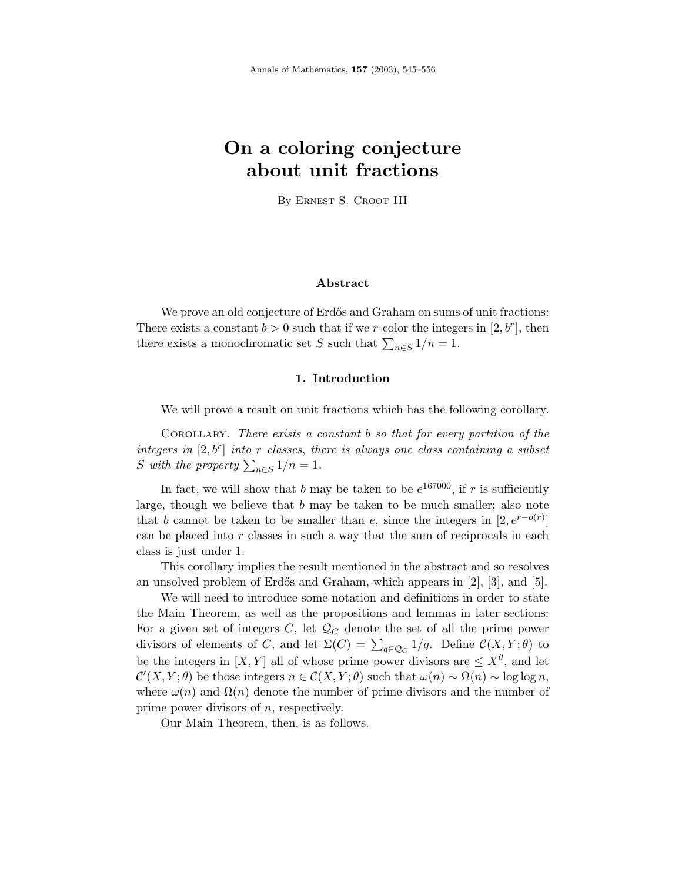# On a coloring conjecture about unit fractions

By Ernest S. Croot III

## Abstract

We prove an old conjecture of Erdős and Graham on sums of unit fractions: There exists a constant $b > 0$ such that if we $r$-color the integers in $[2, b^r]$, then there exists a monochromatic set $S$ such that $\sum_{n \in S} 1/n = 1$.

## 1. Introduction

We will prove a result on unit fractions which has the following corollary.

Corollary. *There exists a constant $b$ so that for every partition of the integers in $[2, b^r]$ into $r$ classes, there is always one class containing a subset $S$ with the property $\sum_{n \in S} 1/n = 1$.*

In fact, we will show that $b$ may be taken to be $e^{167000}$, if $r$ is sufficiently large, though we believe that $b$ may be taken to be much smaller; also note that $b$ cannot be taken to be smaller than $e$, since the integers in $[2, e^{r-o(r)}]$ can be placed into $r$ classes in such a way that the sum of reciprocals in each class is just under 1.

This corollary implies the result mentioned in the abstract and so resolves an unsolved problem of Erdős and Graham, which appears in [2], [3], and [5].

We will need to introduce some notation and definitions in order to state the Main Theorem, as well as the propositions and lemmas in later sections: For a given set of integers $C$, let $\mathcal{Q}_C$ denote the set of all the prime power divisors of elements of $C$, and let $\Sigma(C) = \sum_{q \in \mathcal{Q}_C} 1/q$. Define $\mathcal{C}(X, Y; \theta)$ to be the integers in $[X, Y]$ all of whose prime power divisors are $\leq X^\theta$, and let $\mathcal{C}'(X, Y; \theta)$ be those integers $n \in \mathcal{C}(X, Y; \theta)$ such that $\omega(n) \sim \Omega(n) \sim \log\log n$, where $\omega(n)$ and $\Omega(n)$ denote the number of prime divisors and the number of prime power divisors of $n$, respectively.

Our Main Theorem, then, is as follows.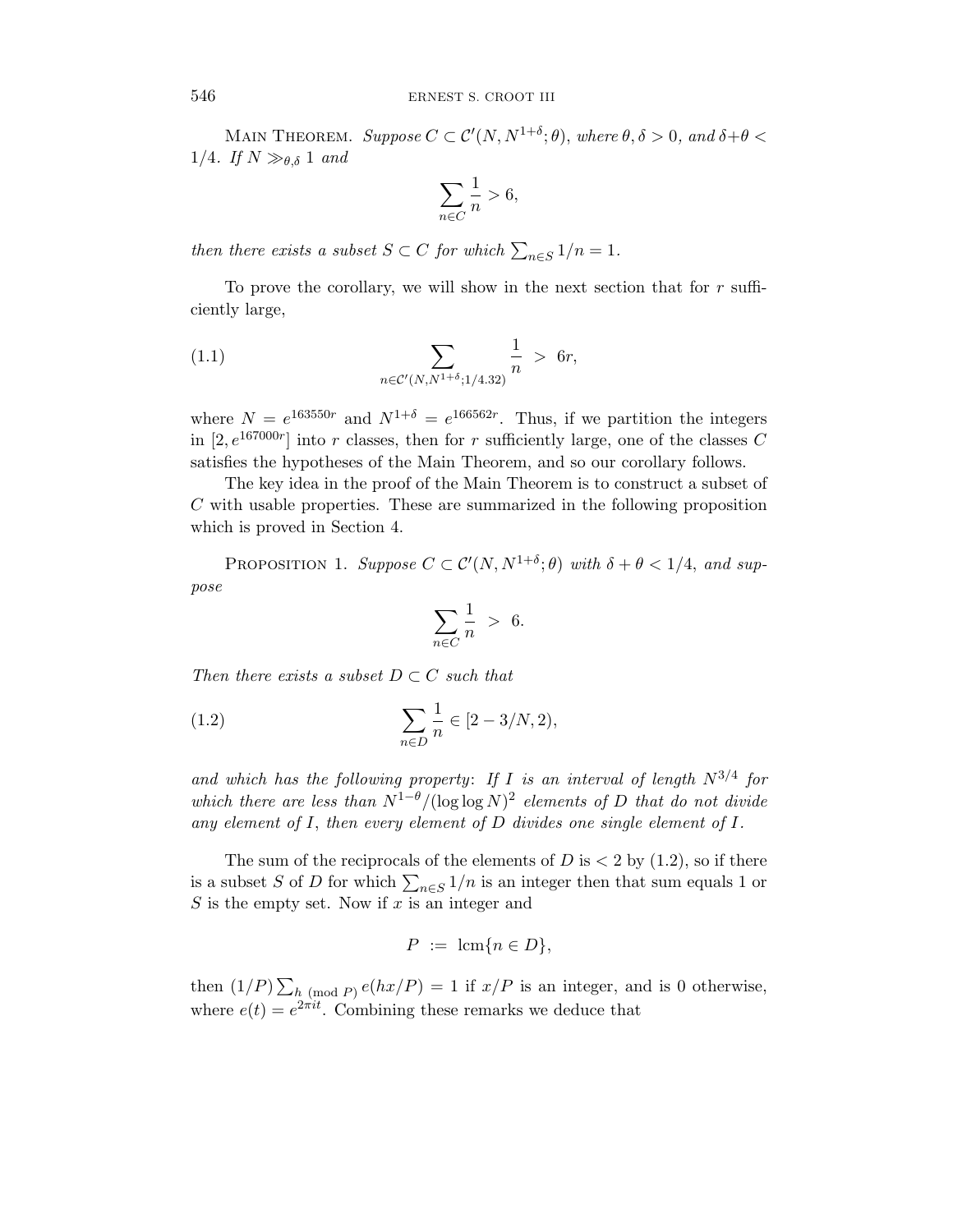Main Theorem. *Suppose $C \subset \mathcal{C}'(N, N^{1+\delta}; \theta)$, where $\theta, \delta > 0$, and $\delta + \theta < 1/4$. If $N \gg_{\theta,\delta} 1$ and*

$$\sum_{n \in C} \frac{1}{n} > 6,$$

*then there exists a subset $S \subset C$ for which $\sum_{n \in S} 1/n = 1$.*

To prove the corollary, we will show in the next section that for $r$ sufficiently large,

$$\sum_{n \in \mathcal{C}'(N, N^{1+\delta}; 1/4.32)} \frac{1}{n} \; > \; 6r, \tag{1.1}$$

where $N = e^{163550r}$ and $N^{1+\delta} = e^{166562r}$. Thus, if we partition the integers in $[2, e^{167000r}]$ into $r$ classes, then for $r$ sufficiently large, one of the classes $C$ satisfies the hypotheses of the Main Theorem, and so our corollary follows.

The key idea in the proof of the Main Theorem is to construct a subset of $C$ with usable properties. These are summarized in the following proposition which is proved in Section 4.

Proposition 1. *Suppose $C \subset \mathcal{C}'(N, N^{1+\delta}; \theta)$ with $\delta + \theta < 1/4$, and suppose*

$$\sum_{n \in C} \frac{1}{n} \; > \; 6.$$

*Then there exists a subset $D \subset C$ such that*

$$\sum_{n \in D} \frac{1}{n} \in [2 - 3/N, 2), \tag{1.2}$$

*and which has the following property: If $I$ is an interval of length $N^{3/4}$ for which there are less than $N^{1-\theta}/(\log \log N)^2$ elements of $D$ that do not divide any element of $I$, then every element of $D$ divides one single element of $I$.*

The sum of the reciprocals of the elements of $D$ is $< 2$ by (1.2), so if there is a subset $S$ of $D$ for which $\sum_{n \in S} 1/n$ is an integer then that sum equals 1 or $S$ is the empty set. Now if $x$ is an integer and

$$P \; := \; \mathrm{lcm}\{n \in D\},$$

then $(1/P) \sum_{h \pmod{P}} e(hx/P) = 1$ if $x/P$ is an integer, and is 0 otherwise, where $e(t) = e^{2\pi i t}$. Combining these remarks we deduce that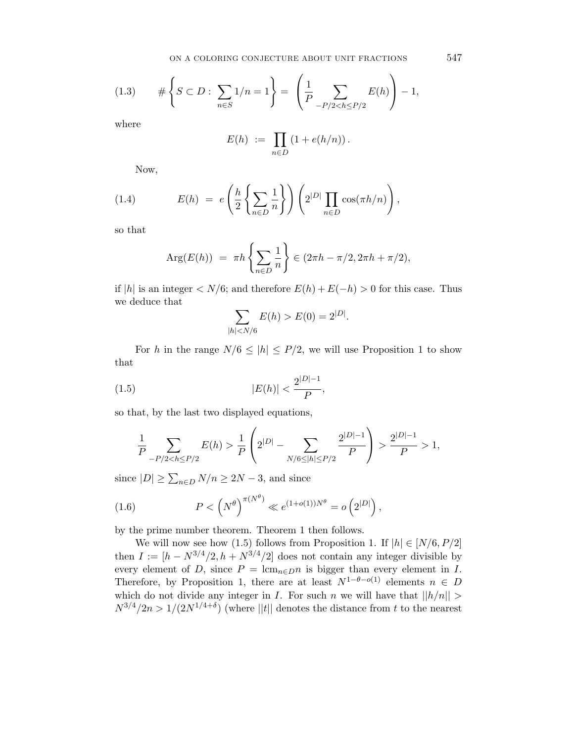$$(1.3) \qquad \#\left\{S \subset D : \sum_{n\in S} 1/n = 1\right\} = \left(\frac{1}{P}\sum_{-P/2<h\le P/2} E(h)\right) - 1,$$

where

$$E(h) := \prod_{n\in D}\left(1 + e(h/n)\right).$$

Now,

$$(1.4) \qquad E(h) = e\left(\frac{h}{2}\left\{\sum_{n\in D}\frac{1}{n}\right\}\right)\left(2^{|D|}\prod_{n\in D}\cos(\pi h/n)\right),$$

so that

$$\text{Arg}(E(h)) = \pi h\left\{\sum_{n\in D}\frac{1}{n}\right\} \in (2\pi h - \pi/2, 2\pi h + \pi/2),$$

if $|h|$ is an integer $< N/6$; and therefore $E(h) + E(-h) > 0$ for this case. Thus we deduce that

$$\sum_{|h|<N/6} E(h) > E(0) = 2^{|D|}.$$

For $h$ in the range $N/6 \le |h| \le P/2$, we will use Proposition 1 to show that

$$(1.5) \qquad |E(h)| < \frac{2^{|D|-1}}{P},$$

so that, by the last two displayed equations,

$$\frac{1}{P}\sum_{-P/2<h\le P/2} E(h) > \frac{1}{P}\left(2^{|D|} - \sum_{N/6\le|h|\le P/2}\frac{2^{|D|-1}}{P}\right) > \frac{2^{|D|-1}}{P} > 1,$$

since $|D| \ge \sum_{n\in D} N/n \ge 2N - 3$, and since

$$(1.6) \qquad P < \left(N^{\theta}\right)^{\pi(N^{\theta})} \ll e^{(1+o(1))N^{\theta}} = o\left(2^{|D|}\right),$$

by the prime number theorem. Theorem 1 then follows.

We will now see how (1.5) follows from Proposition 1. If $|h| \in [N/6, P/2]$ then $I := [h - N^{3/4}/2, h + N^{3/4}/2]$ does not contain any integer divisible by every element of $D$, since $P = \text{lcm}_{n\in D} n$ is bigger than every element in $I$. Therefore, by Proposition 1, there are at least $N^{1-\theta-o(1)}$ elements $n \in D$ which do not divide any integer in $I$. For such $n$ we will have that $||h/n|| > N^{3/4}/2n > 1/(2N^{1/4+\delta})$ (where $||t||$ denotes the distance from $t$ to the nearest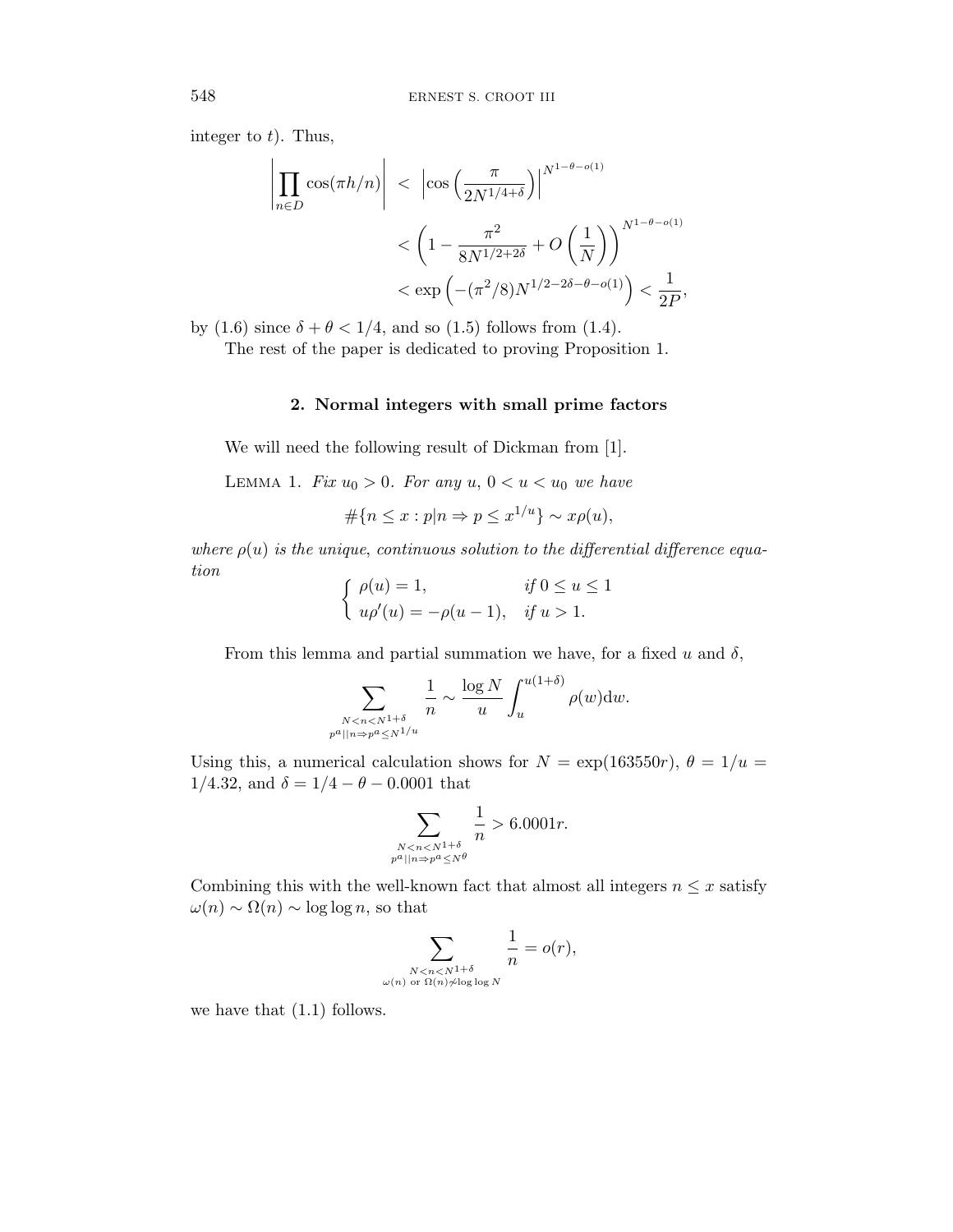integer to $t$). Thus,

$$\left|\prod_{n\in D}\cos(\pi h/n)\right| \;<\; \left|\cos\left(\frac{\pi}{2N^{1/4+\delta}}\right)\right|^{N^{1-\theta-o(1)}}$$

$$< \left(1-\frac{\pi^2}{8N^{1/2+2\delta}}+O\left(\frac{1}{N}\right)\right)^{N^{1-\theta-o(1)}}$$

$$< \exp\left(-(\pi^2/8)N^{1/2-2\delta-\theta-o(1)}\right) < \frac{1}{2P},$$

by (1.6) since $\delta+\theta<1/4$, and so (1.5) follows from (1.4).

The rest of the paper is dedicated to proving Proposition 1.

## 2. Normal integers with small prime factors

We will need the following result of Dickman from [1].

Lemma 1. *Fix $u_0>0$. For any $u$, $0<u<u_0$ we have*

$$\#\{n\le x : p|n \Rightarrow p\le x^{1/u}\}\sim x\rho(u),$$

*where $\rho(u)$ is the unique, continuous solution to the differential difference equation*

$$\begin{cases} \rho(u)=1, & \text{if } 0\le u\le 1\\ u\rho'(u)=-\rho(u-1), & \text{if } u>1. \end{cases}$$

From this lemma and partial summation we have, for a fixed $u$ and $\delta$,

$$\sum_{\substack{N<n<N^{1+\delta}\\ p^a||n\Rightarrow p^a\le N^{1/u}}}\frac{1}{n}\sim\frac{\log N}{u}\int_u^{u(1+\delta)}\rho(w)\mathrm{d}w.$$

Using this, a numerical calculation shows for $N=\exp(163550r)$, $\theta=1/u=1/4.32$, and $\delta=1/4-\theta-0.0001$ that

$$\sum_{\substack{N<n<N^{1+\delta}\\ p^a||n\Rightarrow p^a\le N^{\theta}}}\frac{1}{n}>6.0001r.$$

Combining this with the well-known fact that almost all integers $n\le x$ satisfy $\omega(n)\sim\Omega(n)\sim\log\log n$, so that

$$\sum_{\substack{N<n<N^{1+\delta}\\ \omega(n)\text{ or }\Omega(n)\not\sim\log\log N}}\frac{1}{n}=o(r),$$

we have that (1.1) follows.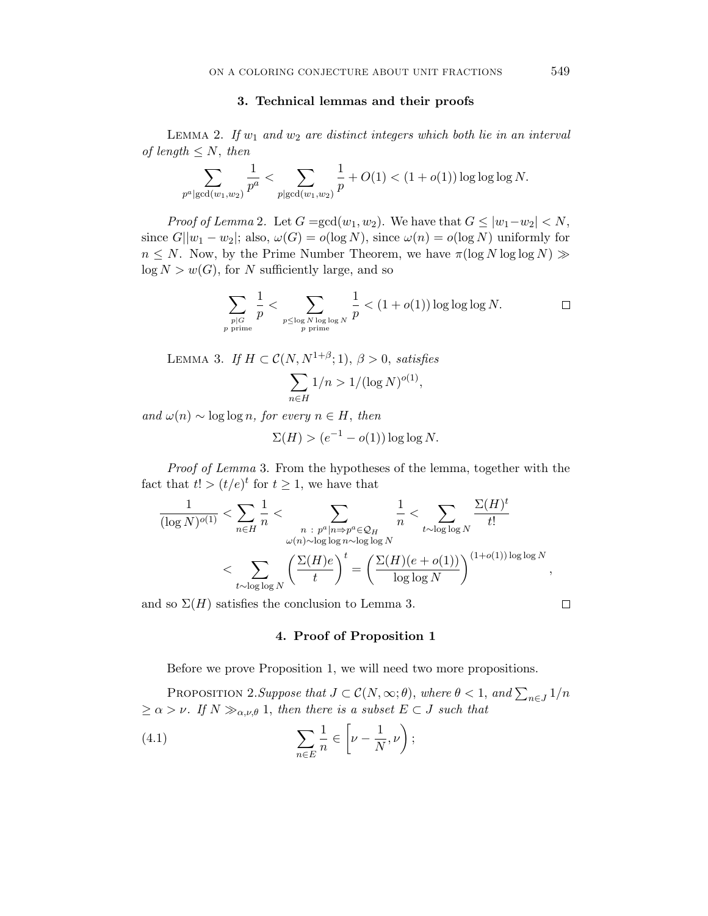## 3. Technical lemmas and their proofs

Lemma 2. *If $w_1$ and $w_2$ are distinct integers which both lie in an interval of length $\leq N$, then*

$$\sum_{p^a | \gcd(w_1,w_2)} \frac{1}{p^a} < \sum_{p | \gcd(w_1,w_2)} \frac{1}{p} + O(1) < (1+o(1)) \log\log\log N.$$

*Proof of Lemma* 2. Let $G = \gcd(w_1, w_2)$. We have that $G \leq |w_1 - w_2| < N$, since $G || w_1 - w_2|$; also, $\omega(G) = o(\log N)$, since $\omega(n) = o(\log N)$ uniformly for $n \leq N$. Now, by the Prime Number Theorem, we have $\pi(\log N \log\log N) \gg \log N > w(G)$, for $N$ sufficiently large, and so

$$\sum_{\substack{p|G \\ p \text{ prime}}} \frac{1}{p} < \sum_{\substack{p \leq \log N \log\log N \\ p \text{ prime}}} \frac{1}{p} < (1+o(1)) \log\log\log N. \qquad \square$$

Lemma 3. *If $H \subset \mathcal{C}(N, N^{1+\beta}; 1)$, $\beta > 0$, satisfies*

$$\sum_{n \in H} 1/n > 1/(\log N)^{o(1)},$$

*and $\omega(n) \sim \log\log n$, for every $n \in H$, then*

$$\Sigma(H) > (e^{-1} - o(1)) \log\log N.$$

*Proof of Lemma* 3. From the hypotheses of the lemma, together with the fact that $t! > (t/e)^t$ for $t \geq 1$, we have that

$$\frac{1}{(\log N)^{o(1)}} < \sum_{n \in H} \frac{1}{n} < \sum_{\substack{n \,:\, p^a | n \Rightarrow p^a \in \mathcal{Q}_H \\ \omega(n) \sim \log\log n \sim \log\log N}} \frac{1}{n} < \sum_{t \sim \log\log N} \frac{\Sigma(H)^t}{t!}$$

$$< \sum_{t \sim \log\log N} \left( \frac{\Sigma(H) e}{t} \right)^t = \left( \frac{\Sigma(H)(e + o(1))}{\log\log N} \right)^{(1+o(1))\log\log N},$$

and so $\Sigma(H)$ satisfies the conclusion to Lemma 3. $\square$

## 4. Proof of Proposition 1

Before we prove Proposition 1, we will need two more propositions.

Proposition 2. *Suppose that $J \subset \mathcal{C}(N, \infty; \theta)$, where $\theta < 1$, and $\sum_{n \in J} 1/n \geq \alpha > \nu$. If $N \gg_{\alpha,\nu,\theta} 1$, then there is a subset $E \subset J$ such that*

$$\sum_{n \in E} \frac{1}{n} \in \left[ \nu - \frac{1}{N}, \nu \right); \tag{4.1}$$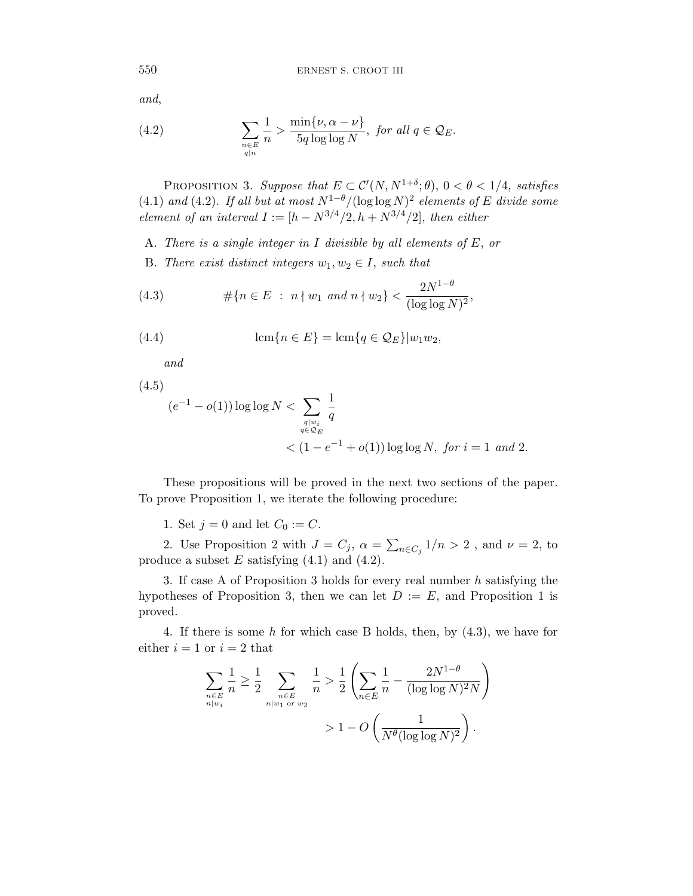*and*,

$$\sum_{\substack{n\in E\\ q|n}} \frac{1}{n} > \frac{\min\{\nu, \alpha-\nu\}}{5q\log\log N},\ \textit{for all } q \in \mathcal{Q}_E. \tag{4.2}$$

Proposition 3. *Suppose that $E \subset \mathcal{C}'(N, N^{1+\delta};\theta)$, $0<\theta<1/4$, satisfies (4.1) and (4.2). If all but at most $N^{1-\theta}/(\log\log N)^2$ elements of $E$ divide some element of an interval $I := [h - N^{3/4}/2, h + N^{3/4}/2]$, then either*

A. *There is a single integer in $I$ divisible by all elements of $E$, or*

B. *There exist distinct integers $w_1, w_2 \in I$, such that*

$$\#\{n \in E\ :\ n\nmid w_1 \text{ and } n \nmid w_2\} < \frac{2N^{1-\theta}}{(\log\log N)^2}, \tag{4.3}$$

$$\mathrm{lcm}\{n\in E\} = \mathrm{lcm}\{q \in \mathcal{Q}_E\} | w_1 w_2, \tag{4.4}$$

*and*

$$(e^{-1} - o(1))\log\log N < \sum_{\substack{q|w_i\\ q\in\mathcal{Q}_E}} \frac{1}{q} < (1 - e^{-1} + o(1))\log\log N,\ \textit{for } i = 1 \textit{ and } 2. \tag{4.5}$$

These propositions will be proved in the next two sections of the paper. To prove Proposition 1, we iterate the following procedure:

1. Set $j = 0$ and let $C_0 := C$.

2. Use Proposition 2 with $J = C_j$, $\alpha = \sum_{n\in C_j} 1/n > 2$ , and $\nu = 2$, to produce a subset $E$ satisfying (4.1) and (4.2).

3. If case A of Proposition 3 holds for every real number $h$ satisfying the hypotheses of Proposition 3, then we can let $D := E$, and Proposition 1 is proved.

4. If there is some $h$ for which case B holds, then, by (4.3), we have for either $i = 1$ or $i = 2$ that

$$\sum_{\substack{n\in E\\ n|w_i}} \frac{1}{n} \geq \frac{1}{2} \sum_{\substack{n\in E\\ n|w_1 \text{ or } w_2}} \frac{1}{n} > \frac{1}{2}\left(\sum_{n\in E}\frac{1}{n} - \frac{2N^{1-\theta}}{(\log\log N)^2 N}\right) > 1 - O\left(\frac{1}{N^{\theta}(\log\log N)^2}\right).$$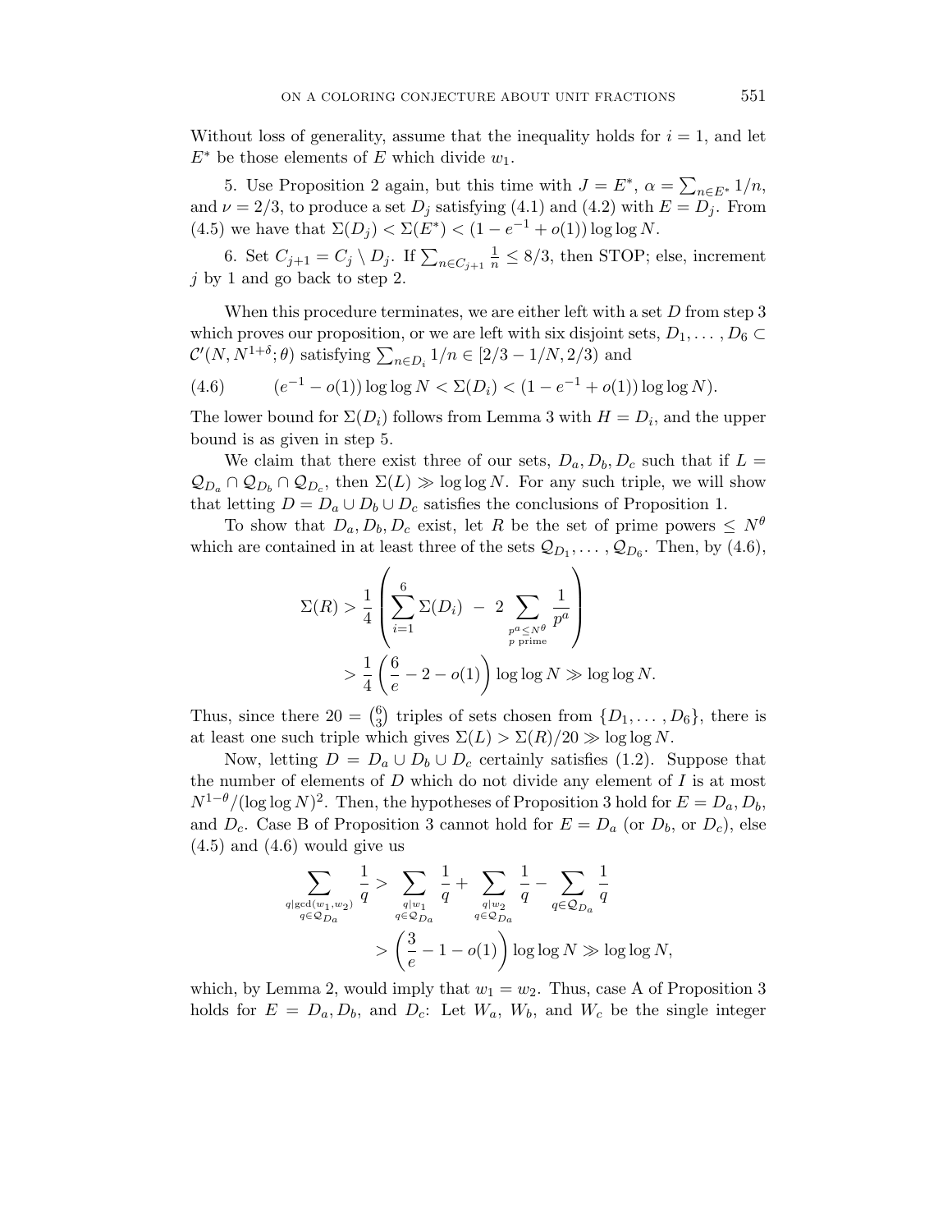Without loss of generality, assume that the inequality holds for $i = 1$, and let $E^*$ be those elements of $E$ which divide $w_1$.

5. Use Proposition 2 again, but this time with $J = E^*$, $\alpha = \sum_{n \in E^*} 1/n$, and $\nu = 2/3$, to produce a set $D_j$ satisfying (4.1) and (4.2) with $E = D_j$. From (4.5) we have that $\Sigma(D_j) < \Sigma(E^*) < (1 - e^{-1} + o(1)) \log\log N$.

6. Set $C_{j+1} = C_j \setminus D_j$. If $\sum_{n \in C_{j+1}} \frac{1}{n} \leq 8/3$, then STOP; else, increment $j$ by 1 and go back to step 2.

When this procedure terminates, we are either left with a set $D$ from step 3 which proves our proposition, or we are left with six disjoint sets, $D_1, \ldots, D_6 \subset \mathcal{C}'(N, N^{1+\delta}; \theta)$ satisfying $\sum_{n \in D_i} 1/n \in [2/3 - 1/N, 2/3)$ and

$$(e^{-1} - o(1)) \log\log N < \Sigma(D_i) < (1 - e^{-1} + o(1)) \log\log N). \tag{4.6}$$

The lower bound for $\Sigma(D_i)$ follows from Lemma 3 with $H = D_i$, and the upper bound is as given in step 5.

We claim that there exist three of our sets, $D_a, D_b, D_c$ such that if $L = \mathcal{Q}_{D_a} \cap \mathcal{Q}_{D_b} \cap \mathcal{Q}_{D_c}$, then $\Sigma(L) \gg \log\log N$. For any such triple, we will show that letting $D = D_a \cup D_b \cup D_c$ satisfies the conclusions of Proposition 1.

To show that $D_a, D_b, D_c$ exist, let $R$ be the set of prime powers $\leq N^\theta$ which are contained in at least three of the sets $\mathcal{Q}_{D_1}, \ldots, \mathcal{Q}_{D_6}$. Then, by (4.6),

$$\begin{aligned}
\Sigma(R) &> \frac{1}{4}\left( \sum_{i=1}^{6} \Sigma(D_i) \;-\; 2 \sum_{\substack{p^a \leq N^\theta \\ p \text{ prime}}} \frac{1}{p^a} \right) \\
&> \frac{1}{4}\left( \frac{6}{e} - 2 - o(1) \right) \log\log N \gg \log\log N.
\end{aligned}$$

Thus, since there $20 = \binom{6}{3}$ triples of sets chosen from $\{D_1, \ldots, D_6\}$, there is at least one such triple which gives $\Sigma(L) > \Sigma(R)/20 \gg \log\log N$.

Now, letting $D = D_a \cup D_b \cup D_c$ certainly satisfies (1.2). Suppose that the number of elements of $D$ which do not divide any element of $I$ is at most $N^{1-\theta}/(\log\log N)^2$. Then, the hypotheses of Proposition 3 hold for $E = D_a, D_b$, and $D_c$. Case B of Proposition 3 cannot hold for $E = D_a$ (or $D_b$, or $D_c$), else (4.5) and (4.6) would give us

$$\begin{aligned}
\sum_{\substack{q | \gcd(w_1, w_2) \\ q \in \mathcal{Q}_{D_a}}} \frac{1}{q} &> \sum_{\substack{q | w_1 \\ q \in \mathcal{Q}_{D_a}}} \frac{1}{q} + \sum_{\substack{q | w_2 \\ q \in \mathcal{Q}_{D_a}}} \frac{1}{q} - \sum_{q \in \mathcal{Q}_{D_a}} \frac{1}{q} \\
&> \left( \frac{3}{e} - 1 - o(1) \right) \log\log N \gg \log\log N,
\end{aligned}$$

which, by Lemma 2, would imply that $w_1 = w_2$. Thus, case A of Proposition 3 holds for $E = D_a, D_b$, and $D_c$: Let $W_a$, $W_b$, and $W_c$ be the single integer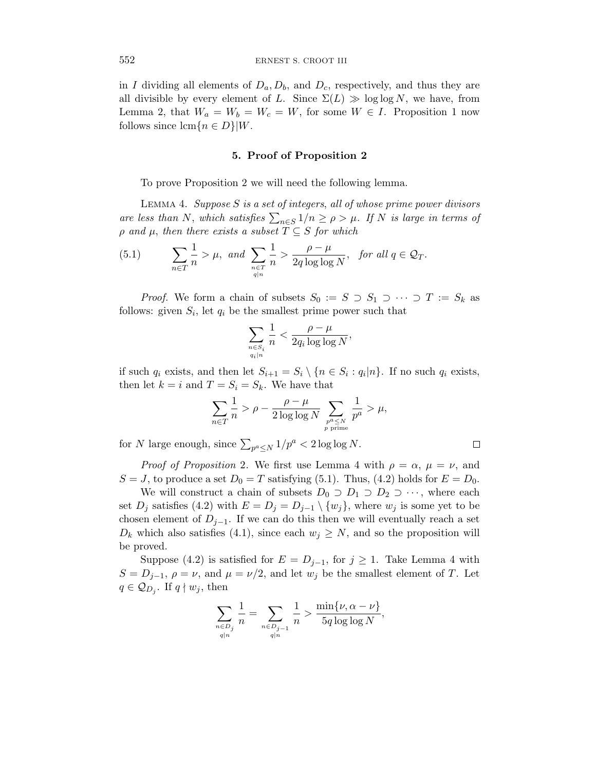in $I$ dividing all elements of $D_a, D_b$, and $D_c$, respectively, and thus they are all divisible by every element of $L$. Since $\Sigma(L) \gg \log\log N$, we have, from Lemma 2, that $W_a = W_b = W_c = W$, for some $W \in I$. Proposition 1 now follows since $\operatorname{lcm}\{n \in D\} | W$.

## 5. Proof of Proposition 2

To prove Proposition 2 we will need the following lemma.

Lemma 4. *Suppose $S$ is a set of integers, all of whose prime power divisors are less than $N$, which satisfies $\sum_{n \in S} 1/n \geq \rho > \mu$. If $N$ is large in terms of $\rho$ and $\mu$, then there exists a subset $T \subseteq S$ for which*

$$\sum_{n \in T} \frac{1}{n} > \mu, \text{ and } \sum_{\substack{n \in T \\ q|n}} \frac{1}{n} > \frac{\rho - \mu}{2q \log\log N}, \quad \text{for all } q \in \mathcal{Q}_T. \tag{5.1}$$

*Proof.* We form a chain of subsets $S_0 := S \supset S_1 \supset \cdots \supset T := S_k$ as follows: given $S_i$, let $q_i$ be the smallest prime power such that

$$\sum_{\substack{n \in S_i \\ q_i | n}} \frac{1}{n} < \frac{\rho - \mu}{2q_i \log\log N},$$

if such $q_i$ exists, and then let $S_{i+1} = S_i \setminus \{n \in S_i : q_i | n\}$. If no such $q_i$ exists, then let $k = i$ and $T = S_i = S_k$. We have that

$$\sum_{n \in T} \frac{1}{n} > \rho - \frac{\rho - \mu}{2 \log\log N} \sum_{\substack{p^a \leq N \\ p \text{ prime}}} \frac{1}{p^a} > \mu,$$

for $N$ large enough, since $\sum_{p^a \leq N} 1/p^a < 2 \log\log N$. $\square$

*Proof of Proposition* 2. We first use Lemma 4 with $\rho = \alpha$, $\mu = \nu$, and $S = J$, to produce a set $D_0 = T$ satisfying (5.1). Thus, (4.2) holds for $E = D_0$.

We will construct a chain of subsets $D_0 \supset D_1 \supset D_2 \supset \cdots$, where each set $D_j$ satisfies (4.2) with $E = D_j = D_{j-1} \setminus \{w_j\}$, where $w_j$ is some yet to be chosen element of $D_{j-1}$. If we can do this then we will eventually reach a set $D_k$ which also satisfies (4.1), since each $w_j \geq N$, and so the proposition will be proved.

Suppose (4.2) is satisfied for $E = D_{j-1}$, for $j \geq 1$. Take Lemma 4 with $S = D_{j-1}$, $\rho = \nu$, and $\mu = \nu/2$, and let $w_j$ be the smallest element of $T$. Let $q \in \mathcal{Q}_{D_j}$. If $q \nmid w_j$, then

$$\sum_{\substack{n \in D_j \\ q|n}} \frac{1}{n} = \sum_{\substack{n \in D_{j-1} \\ q|n}} \frac{1}{n} > \frac{\min\{\nu, \alpha - \nu\}}{5q \log\log N},$$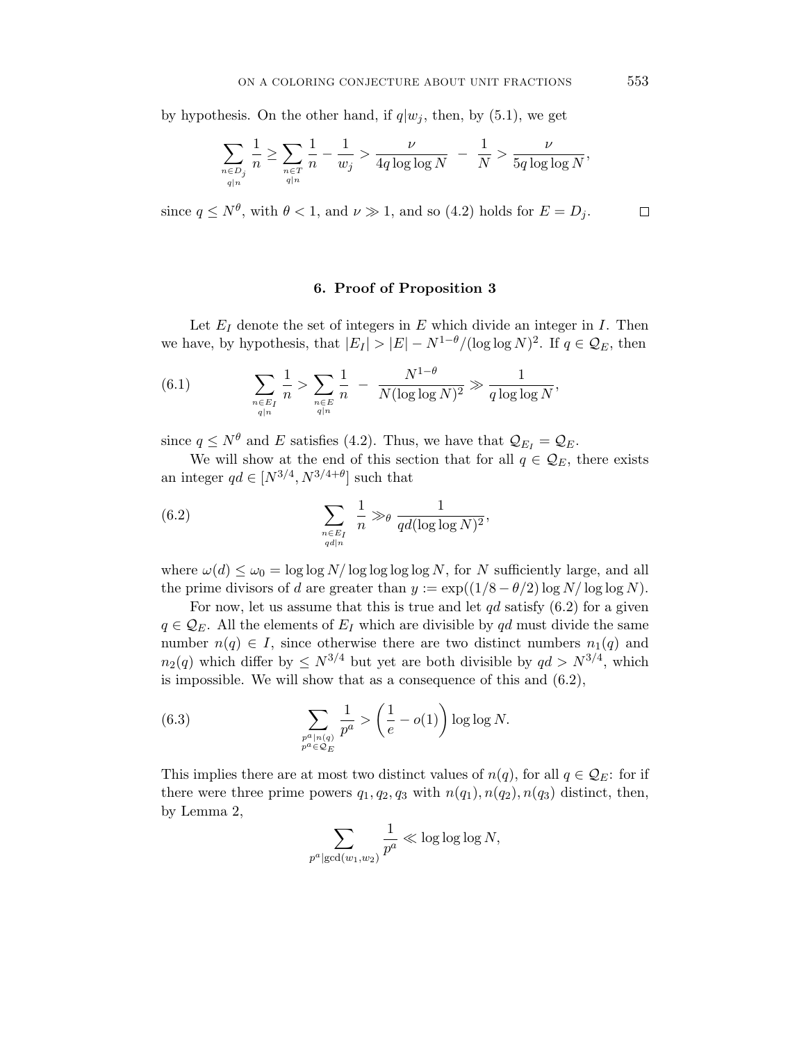by hypothesis. On the other hand, if $q|w_j$, then, by (5.1), we get

$$\sum_{\substack{n\in D_j\\ q|n}} \frac{1}{n} \geq \sum_{\substack{n\in T\\ q|n}} \frac{1}{n} - \frac{1}{w_j} > \frac{\nu}{4q\log\log N} \;-\; \frac{1}{N} > \frac{\nu}{5q\log\log N},$$

since $q \leq N^{\theta}$, with $\theta < 1$, and $\nu \gg 1$, and so (4.2) holds for $E = D_j$. □

## 6. Proof of Proposition 3

Let $E_I$ denote the set of integers in $E$ which divide an integer in $I$. Then we have, by hypothesis, that $|E_I| > |E| - N^{1-\theta}/(\log\log N)^2$. If $q \in \mathcal{Q}_E$, then

$$\sum_{\substack{n\in E_I\\ q|n}} \frac{1}{n} > \sum_{\substack{n\in E\\ q|n}} \frac{1}{n} \;-\; \frac{N^{1-\theta}}{N(\log\log N)^2} \gg \frac{1}{q\log\log N}, \tag{6.1}$$

since $q \leq N^{\theta}$ and $E$ satisfies (4.2). Thus, we have that $\mathcal{Q}_{E_I} = \mathcal{Q}_E$.

We will show at the end of this section that for all $q \in \mathcal{Q}_E$, there exists an integer $qd \in [N^{3/4}, N^{3/4+\theta}]$ such that

$$\sum_{\substack{n\in E_I\\ qd|n}} \frac{1}{n} \gg_{\theta} \frac{1}{qd(\log\log N)^2}, \tag{6.2}$$

where $\omega(d) \leq \omega_0 = \log\log N/\log\log\log\log N$, for $N$ sufficiently large, and all the prime divisors of $d$ are greater than $y := \exp((1/8 - \theta/2)\log N/\log\log N)$.

For now, let us assume that this is true and let $qd$ satisfy (6.2) for a given $q \in \mathcal{Q}_E$. All the elements of $E_I$ which are divisible by $qd$ must divide the same number $n(q) \in I$, since otherwise there are two distinct numbers $n_1(q)$ and $n_2(q)$ which differ by $\leq N^{3/4}$ but yet are both divisible by $qd > N^{3/4}$, which is impossible. We will show that as a consequence of this and (6.2),

$$\sum_{\substack{p^a|n(q)\\ p^a\in\mathcal{Q}_E}} \frac{1}{p^a} > \left(\frac{1}{e} - o(1)\right)\log\log N. \tag{6.3}$$

This implies there are at most two distinct values of $n(q)$, for all $q \in \mathcal{Q}_E$: for if there were three prime powers $q_1, q_2, q_3$ with $n(q_1), n(q_2), n(q_3)$ distinct, then, by Lemma 2,

$$\sum_{p^a|\gcd(w_1,w_2)} \frac{1}{p^a} \ll \log\log\log N,$$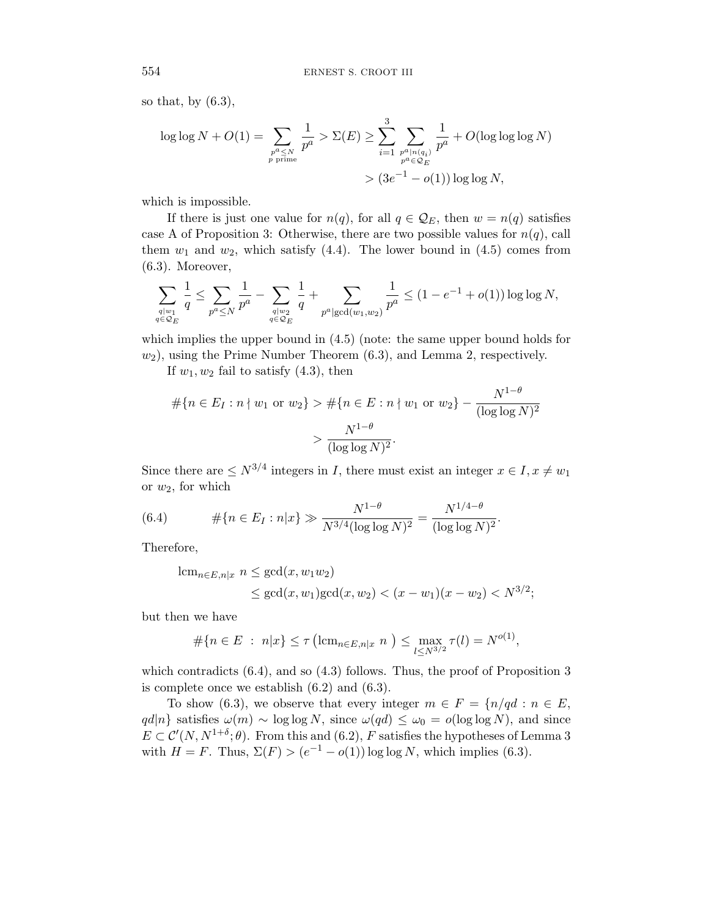so that, by (6.3),

$$\log\log N + O(1) = \sum_{\substack{p^a \le N \\ p \text{ prime}}} \frac{1}{p^a} > \Sigma(E) \ge \sum_{i=1}^{3} \sum_{\substack{p^a | n(q_i) \\ p^a \in \mathcal{Q}_E}} \frac{1}{p^a} + O(\log\log\log N)$$
$$> (3e^{-1} - o(1)) \log\log N,$$

which is impossible.

If there is just one value for $n(q)$, for all $q \in \mathcal{Q}_E$, then $w = n(q)$ satisfies case A of Proposition 3: Otherwise, there are two possible values for $n(q)$, call them $w_1$ and $w_2$, which satisfy (4.4). The lower bound in (4.5) comes from (6.3). Moreover,

$$\sum_{\substack{q|w_1 \\ q \in \mathcal{Q}_E}} \frac{1}{q} \le \sum_{p^a \le N} \frac{1}{p^a} - \sum_{\substack{q|w_2 \\ q \in \mathcal{Q}_E}} \frac{1}{q} + \sum_{p^a | \gcd(w_1, w_2)} \frac{1}{p^a} \le (1 - e^{-1} + o(1)) \log\log N,$$

which implies the upper bound in (4.5) (note: the same upper bound holds for $w_2$), using the Prime Number Theorem (6.3), and Lemma 2, respectively.

If $w_1, w_2$ fail to satisfy (4.3), then

$$\#\{n \in E_I : n \nmid w_1 \text{ or } w_2\} > \#\{n \in E : n \nmid w_1 \text{ or } w_2\} - \frac{N^{1-\theta}}{(\log\log N)^2}$$
$$> \frac{N^{1-\theta}}{(\log\log N)^2}.$$

Since there are $\le N^{3/4}$ integers in $I$, there must exist an integer $x \in I, x \ne w_1$ or $w_2$, for which

$$\#\{n \in E_I : n | x\} \gg \frac{N^{1-\theta}}{N^{3/4} (\log\log N)^2} = \frac{N^{1/4-\theta}}{(\log\log N)^2}. \tag{6.4}$$

Therefore,

$$\begin{aligned} \mathrm{lcm}_{n \in E, n|x}\ n &\le \gcd(x, w_1 w_2) \\ &\le \gcd(x, w_1)\gcd(x, w_2) < (x - w_1)(x - w_2) < N^{3/2}; \end{aligned}$$

but then we have

$$\#\{n \in E \ : \ n | x\} \le \tau\left(\mathrm{lcm}_{n \in E, n|x}\ n\ \right) \le \max_{l \le N^{3/2}} \tau(l) = N^{o(1)},$$

which contradicts (6.4), and so (4.3) follows. Thus, the proof of Proposition 3 is complete once we establish (6.2) and (6.3).

To show (6.3), we observe that every integer $m \in F = \{n/qd : n \in E, qd|n\}$ satisfies $\omega(m) \sim \log\log N$, since $\omega(qd) \le \omega_0 = o(\log\log N)$, and since $E \subset \mathcal{C}'(N, N^{1+\delta}; \theta)$. From this and (6.2), $F$ satisfies the hypotheses of Lemma 3 with $H = F$. Thus, $\Sigma(F) > (e^{-1} - o(1)) \log\log N$, which implies (6.3).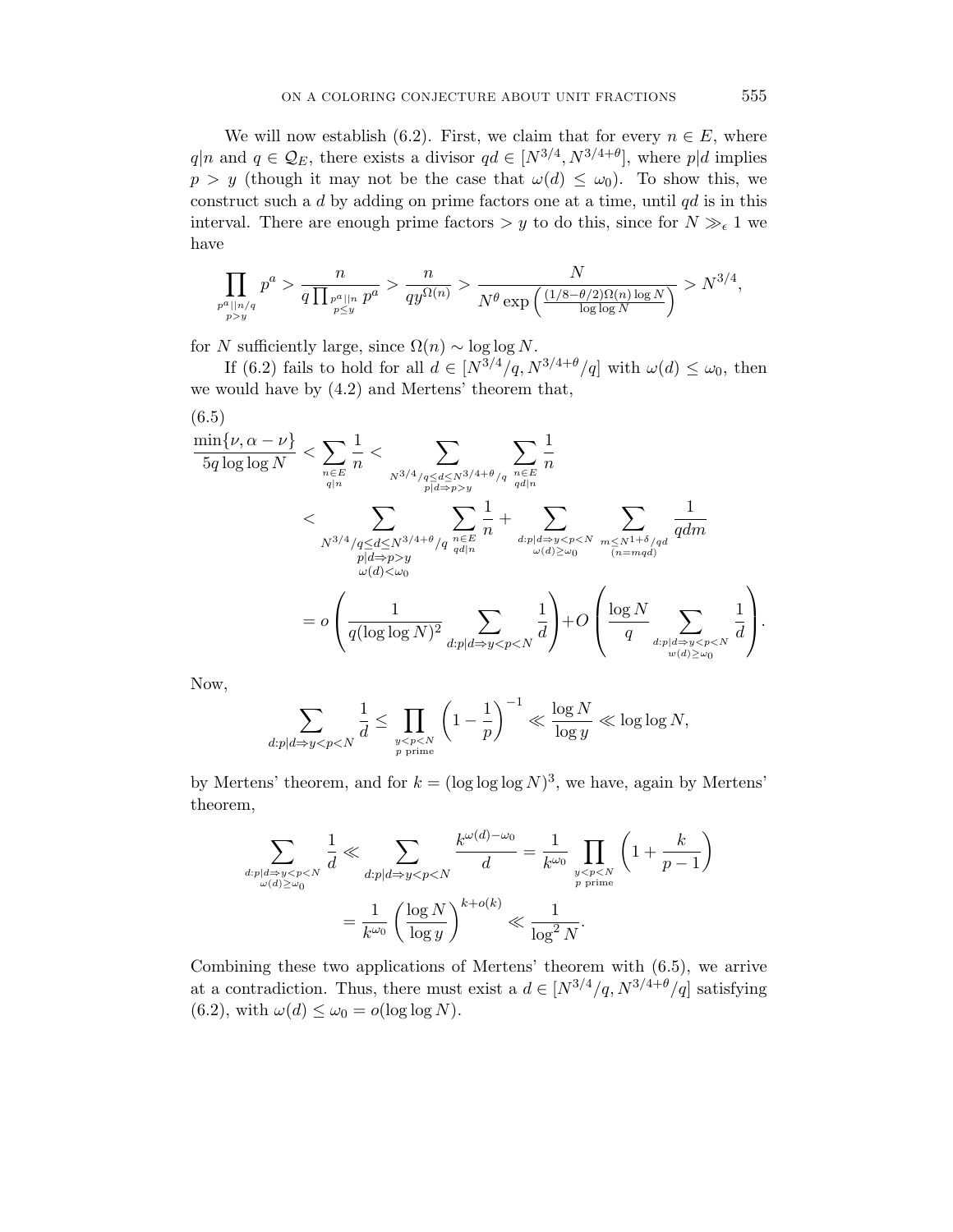We will now establish (6.2). First, we claim that for every $n \in E$, where $q|n$ and $q \in \mathcal{Q}_E$, there exists a divisor $qd \in [N^{3/4}, N^{3/4+\theta}]$, where $p|d$ implies $p > y$ (though it may not be the case that $\omega(d) \le \omega_0$). To show this, we construct such a $d$ by adding on prime factors one at a time, until $qd$ is in this interval. There are enough prime factors $> y$ to do this, since for $N \gg_\epsilon 1$ we have

$$\prod_{\substack{p^a || n/q \\ p > y}} p^a > \frac{n}{q \prod_{\substack{p^a || n \\ p \le y}} p^a} > \frac{n}{q y^{\Omega(n)}} > \frac{N}{N^\theta \exp\left(\frac{(1/8 - \theta/2)\Omega(n) \log N}{\log\log N}\right)} > N^{3/4},$$

for $N$ sufficiently large, since $\Omega(n) \sim \log\log N$.

If (6.2) fails to hold for all $d \in [N^{3/4}/q, N^{3/4+\theta}/q]$ with $\omega(d) \le \omega_0$, then we would have by (4.2) and Mertens' theorem that,

(6.5)

$$\begin{aligned}
\frac{\min\{\nu, \alpha - \nu\}}{5q \log\log N} &< \sum_{\substack{n \in E \\ q|n}} \frac{1}{n} < \sum_{\substack{N^{3/4}/q \le d \le N^{3/4+\theta}/q \\ p|d \Rightarrow p > y}} \sum_{\substack{n \in E \\ qd|n}} \frac{1}{n} \\
&< \sum_{\substack{N^{3/4}/q \le d \le N^{3/4+\theta}/q \\ p|d \Rightarrow p > y \\ \omega(d) < \omega_0}} \sum_{\substack{n \in E \\ qd|n}} \frac{1}{n} + \sum_{\substack{d: p|d \Rightarrow y < p < N \\ \omega(d) \ge \omega_0}} \sum_{\substack{m \le N^{1+\delta}/qd \\ (n = mqd)}} \frac{1}{qdm} \\
&= o\left( \frac{1}{q (\log\log N)^2} \sum_{d: p|d \Rightarrow y < p < N} \frac{1}{d} \right) + O\left( \frac{\log N}{q} \sum_{\substack{d: p|d \Rightarrow y < p < N \\ w(d) \ge \omega_0}} \frac{1}{d} \right).
\end{aligned}$$

Now,

$$\sum_{d: p|d \Rightarrow y < p < N} \frac{1}{d} \le \prod_{\substack{y < p < N \\ p \text{ prime}}} \left(1 - \frac{1}{p}\right)^{-1} \ll \frac{\log N}{\log y} \ll \log\log N,$$

by Mertens' theorem, and for $k = (\log\log\log N)^3$, we have, again by Mertens' theorem,

$$\begin{aligned}
\sum_{\substack{d: p|d \Rightarrow y < p < N \\ \omega(d) \ge \omega_0}} \frac{1}{d} &\ll \sum_{d: p|d \Rightarrow y < p < N} \frac{k^{\omega(d) - \omega_0}}{d} = \frac{1}{k^{\omega_0}} \prod_{\substack{y < p < N \\ p \text{ prime}}} \left(1 + \frac{k}{p-1}\right) \\
&= \frac{1}{k^{\omega_0}} \left( \frac{\log N}{\log y} \right)^{k + o(k)} \ll \frac{1}{\log^2 N}.
\end{aligned}$$

Combining these two applications of Mertens' theorem with (6.5), we arrive at a contradiction. Thus, there must exist a $d \in [N^{3/4}/q, N^{3/4+\theta}/q]$ satisfying (6.2), with $\omega(d) \le \omega_0 = o(\log\log N)$.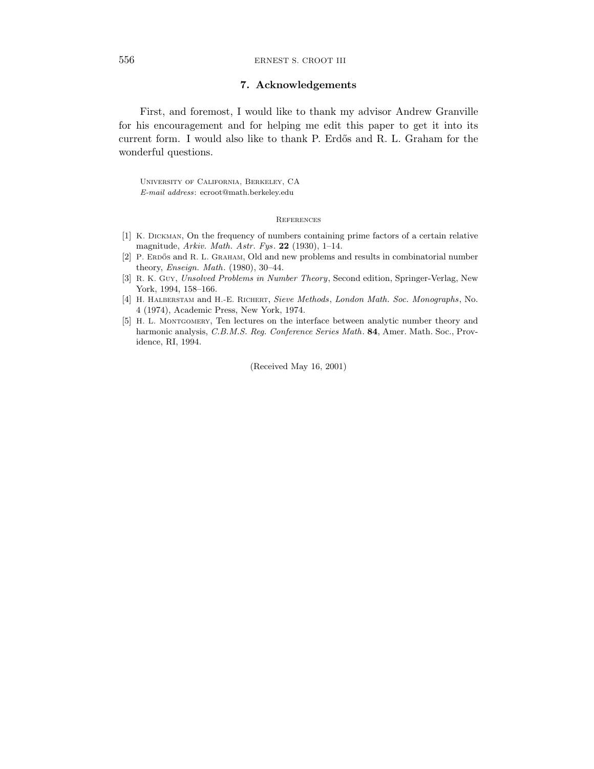## 7. Acknowledgements

First, and foremost, I would like to thank my advisor Andrew Granville for his encouragement and for helping me edit this paper to get it into its current form. I would also like to thank P. Erdős and R. L. Graham for the wonderful questions.

University of California, Berkeley, CA
*E-mail address*: ecroot@math.berkeley.edu

### References

[1] K. Dickman, On the frequency of numbers containing prime factors of a certain relative magnitude, *Arkiv. Math. Astr. Fys.* **22** (1930), 1–14.

[2] P. Erdős and R. L. Graham, Old and new problems and results in combinatorial number theory, *Enseign. Math.* (1980), 30–44.

[3] R. K. Guy, *Unsolved Problems in Number Theory*, Second edition, Springer-Verlag, New York, 1994, 158–166.

[4] H. Halberstam and H.-E. Richert, *Sieve Methods*, *London Math. Soc. Monographs*, No. 4 (1974), Academic Press, New York, 1974.

[5] H. L. Montgomery, Ten lectures on the interface between analytic number theory and harmonic analysis, *C.B.M.S. Reg. Conference Series Math.* **84**, Amer. Math. Soc., Providence, RI, 1994.

(Received May 16, 2001)